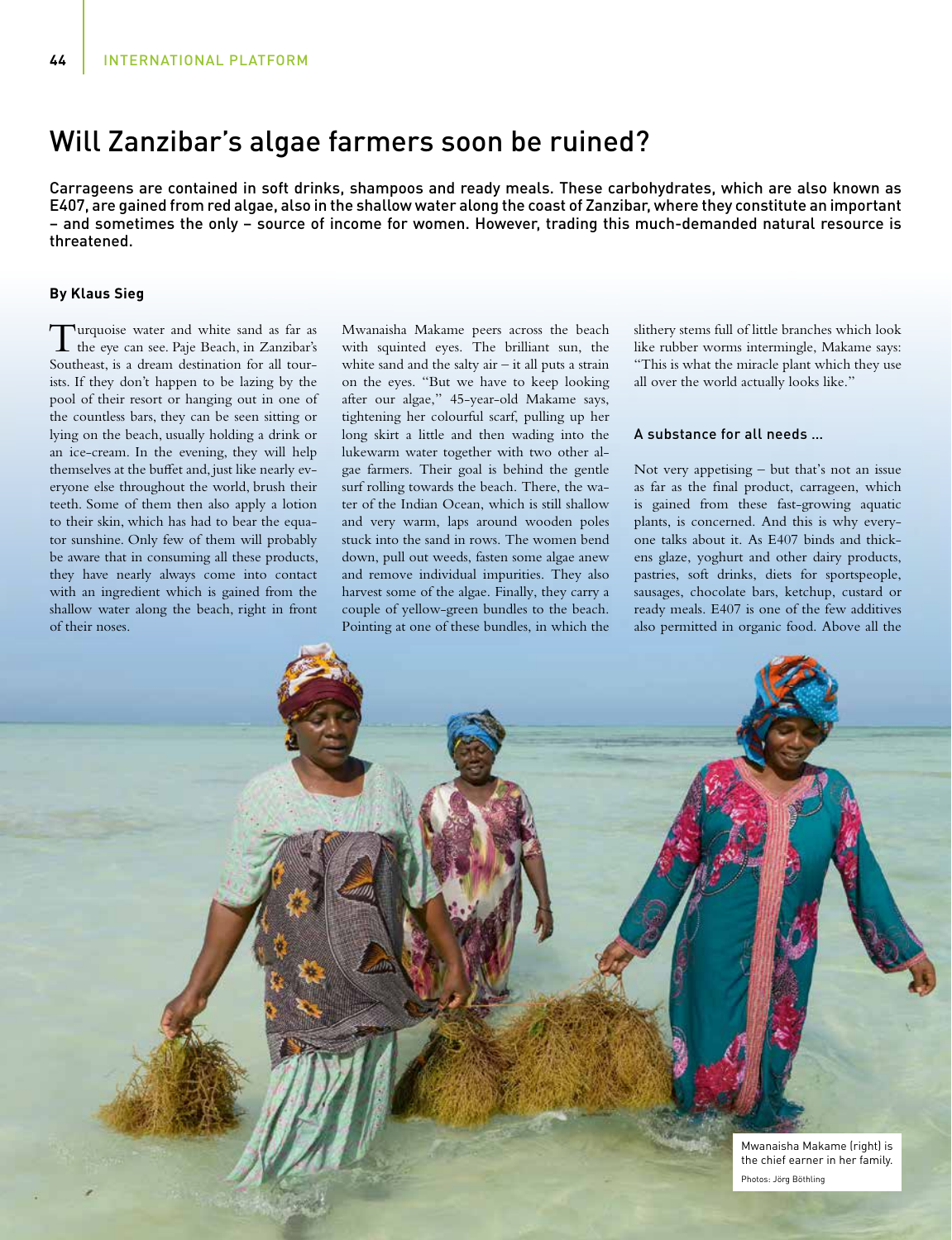# Will Zanzibar's algae farmers soon be ruined?

**Carrageens are contained in soft drinks, shampoos and ready meals. These carbohydrates, which are also known as E407, are gained from red algae, also in the shallow water along the coast of Zanzibar, where they constitute an important – and sometimes the only – source of income for women. However, trading this much-demanded natural resource is threatened.**

**By Klaus Sieg**

Turquoise water and white sand as far as the eye can see. Paje Beach, in Zanzibar's Southeast, is a dream destination for all tourists. If they don't happen to be lazing by the pool of their resort or hanging out in one of the countless bars, they can be seen sitting or lying on the beach, usually holding a drink or an ice-cream. In the evening, they will help themselves at the buffet and, just like nearly everyone else throughout the world, brush their teeth. Some of them then also apply a lotion to their skin, which has had to bear the equator sunshine. Only few of them will probably be aware that in consuming all these products, they have nearly always come into contact with an ingredient which is gained from the shallow water along the beach, right in front of their noses.

Mwanaisha Makame peers across the beach with squinted eyes. The brilliant sun, the white sand and the salty air – it all puts a strain on the eyes. "But we have to keep looking after our algae," 45-year-old Makame says, tightening her colourful scarf, pulling up her long skirt a little and then wading into the lukewarm water together with two other algae farmers. Their goal is behind the gentle surf rolling towards the beach. There, the water of the Indian Ocean, which is still shallow and very warm, laps around wooden poles stuck into the sand in rows. The women bend down, pull out weeds, fasten some algae anew and remove individual impurities. They also harvest some of the algae. Finally, they carry a couple of yellow-green bundles to the beach. Pointing at one of these bundles, in which the slithery stems full of little branches which look like rubber worms intermingle, Makame says: "This is what the miracle plant which they use all over the world actually looks like."

## A substance for all needs ...

Not very appetising – but that's not an issue as far as the final product, carrageen, which is gained from these fast-growing aquatic plants, is concerned. And this is why everyone talks about it. As E407 binds and thickens glaze, yoghurt and other dairy products, pastries, soft drinks, diets for sportspeople, sausages, chocolate bars, ketchup, custard or ready meals. E407 is one of the few additives also permitted in organic food. Above all the

Mwanaisha Makame (right) is the chief earner in her family.

Photos: Jörg Böthling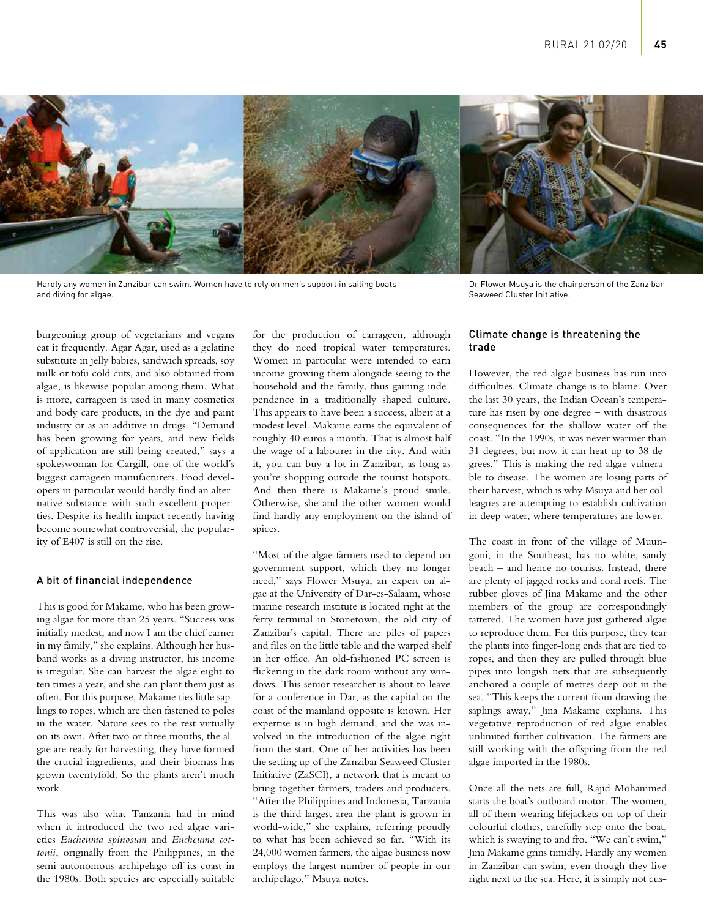Hardly any women in Zanzibar can swim. Women have to rely on men's support in sailing boats and diving for algae.

Dr Flower Msuya is the chairperson of the Zanzibar Seaweed Cluster Initiative.

burgeoning group of vegetarians and vegans eat it frequently. Agar Agar, used as a gelatine substitute in jelly babies, sandwich spreads, soy milk or tofu cold cuts, and also obtained from algae, is likewise popular among them. What is more, carrageen is used in many cosmetics and body care products, in the dye and paint industry or as an additive in drugs. "Demand has been growing for years, and new fields of application are still being created," says a spokeswoman for Cargill, one of the world's biggest carrageen manufacturers. Food developers in particular would hardly find an alternative substance with such excellent properties. Despite its health impact recently having become somewhat controversial, the popularity of E407 is still on the rise.

## A bit of financial independence

This is good for Makame, who has been growing algae for more than 25 years. "Success was initially modest, and now I am the chief earner in my family," she explains. Although her husband works as a diving instructor, his income is irregular. She can harvest the algae eight to ten times a year, and she can plant them just as often. For this purpose, Makame ties little saplings to ropes, which are then fastened to poles in the water. Nature sees to the rest virtually on its own. After two or three months, the algae are ready for harvesting, they have formed the crucial ingredients, and their biomass has grown twentyfold. So the plants aren't much work.

This was also what Tanzania had in mind when it introduced the two red algae varieties *Eucheuma spinosum* and *Eucheuma cottonii*, originally from the Philippines, in the semi-autonomous archipelago off its coast in the 1980s. Both species are especially suitable for the production of carrageen, although they do need tropical water temperatures. Women in particular were intended to earn income growing them alongside seeing to the household and the family, thus gaining independence in a traditionally shaped culture. This appears to have been a success, albeit at a modest level. Makame earns the equivalent of roughly 40 euros a month. That is almost half the wage of a labourer in the city. And with it, you can buy a lot in Zanzibar, as long as you're shopping outside the tourist hotspots. And then there is Makame's proud smile. Otherwise, she and the other women would find hardly any employment on the island of spices.

"Most of the algae farmers used to depend on government support, which they no longer need," says Flower Msuya, an expert on algae at the University of Dar-es-Salaam, whose marine research institute is located right at the ferry terminal in Stonetown, the old city of Zanzibar's capital. There are piles of papers and files on the little table and the warped shelf in her office. An old-fashioned PC screen is flickering in the dark room without any windows. This senior researcher is about to leave for a conference in Dar, as the capital on the coast of the mainland opposite is known. Her expertise is in high demand, and she was involved in the introduction of the algae right from the start. One of her activities has been the setting up of the Zanzibar Seaweed Cluster Initiative (ZaSCI), a network that is meant to bring together farmers, traders and producers. "After the Philippines and Indonesia, Tanzania is the third largest area the plant is grown in world-wide," she explains, referring proudly to what has been achieved so far. "With its 24,000 women farmers, the algae business now employs the largest number of people in our archipelago," Msuya notes.

## Climate change is threatening the trade

However, the red algae business has run into difficulties. Climate change is to blame. Over the last 30 years, the Indian Ocean's temperature has risen by one degree – with disastrous consequences for the shallow water off the coast. "In the 1990s, it was never warmer than 31 degrees, but now it can heat up to 38 degrees." This is making the red algae vulnerable to disease. The women are losing parts of their harvest, which is why Msuya and her colleagues are attempting to establish cultivation in deep water, where temperatures are lower.

The coast in front of the village of Muungoni, in the Southeast, has no white, sandy beach – and hence no tourists. Instead, there are plenty of jagged rocks and coral reefs. The rubber gloves of Jina Makame and the other members of the group are correspondingly tattered. The women have just gathered algae to reproduce them. For this purpose, they tear the plants into finger-long ends that are tied to ropes, and then they are pulled through blue pipes into longish nets that are subsequently anchored a couple of metres deep out in the sea. "This keeps the current from drawing the saplings away," Jina Makame explains. This vegetative reproduction of red algae enables unlimited further cultivation. The farmers are still working with the offspring from the red algae imported in the 1980s.

Once all the nets are full, Rajid Mohammed starts the boat's outboard motor. The women, all of them wearing lifejackets on top of their colourful clothes, carefully step onto the boat, which is swaying to and fro. "We can't swim," Jina Makame grins timidly. Hardly any women in Zanzibar can swim, even though they live right next to the sea. Here, it is simply not cus-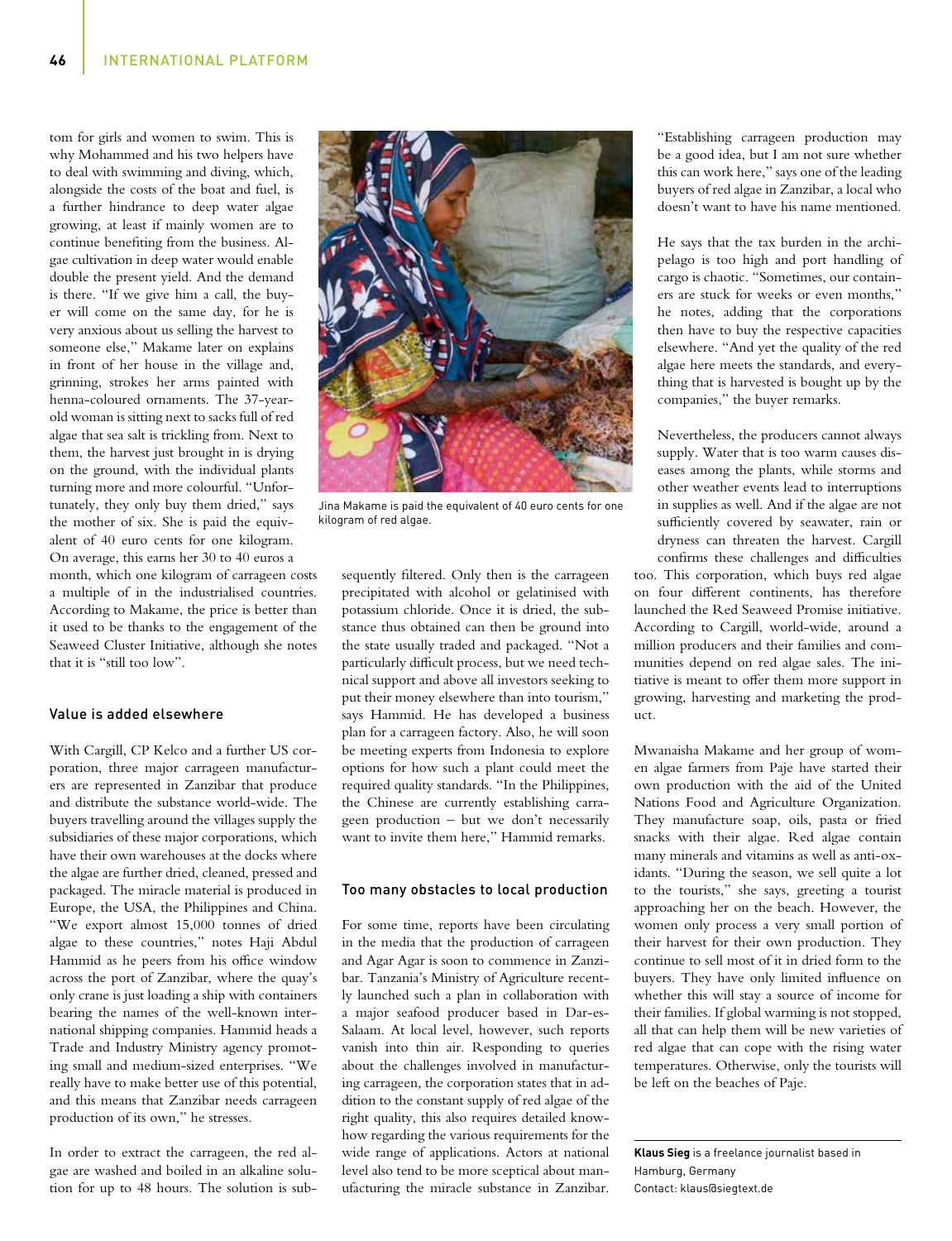tom for girls and women to swim. This is why Mohammed and his two helpers have to deal with swimming and diving, which, alongside the costs of the boat and fuel, is a further hindrance to deep water algae growing, at least if mainly women are to continue benefiting from the business. Algae cultivation in deep water would enable double the present yield. And the demand is there. "If we give him a call, the buyer will come on the same day, for he is very anxious about us selling the harvest to someone else," Makame later on explains in front of her house in the village and, grinning, strokes her arms painted with henna-coloured ornaments. The 37-year-old woman is sitting next to sacks full of red algae that sea salt is trickling from. Next to them, the harvest just brought in is drying on the ground, with the individual plants turning more and more colourful. "Unfortunately, they only buy them dried," says the mother of six. She is paid the equivalent of 40 euro cents for one kilogram. On average, this earns her 30 to 40 euros a month, which one kilogram of carrageen costs a multiple of in the industrialised countries. According to Makame, the price is better than it used to be thanks to the engagement of the Seaweed Cluster Initiative, although she notes that it is "still too low".

Jina Makame is paid the equivalent of 40 euro cents for one kilogram of red algae.

### Value is added elsewhere

With Cargill, CP Kelco and a further US corporation, three major carrageen manufacturers are represented in Zanzibar that produce and distribute the substance world-wide. The buyers travelling around the villages supply the subsidiaries of these major corporations, which have their own warehouses at the docks where the algae are further dried, cleaned, pressed and packaged. The miracle material is produced in Europe, the USA, the Philippines and China. "We export almost 15,000 tonnes of dried algae to these countries," notes Haji Abdul Hammid as he peers from his office window across the port of Zanzibar, where the quay's only crane is just loading a ship with containers bearing the names of the well-known international shipping companies. Hammid heads a Trade and Industry Ministry agency promoting small and medium-sized enterprises. "We really have to make better use of this potential, and this means that Zanzibar needs carrageen production of its own," he stresses.

In order to extract the carrageen, the red algae are washed and boiled in an alkaline solution for up to 48 hours. The solution is subsequently filtered. Only then is the carrageen precipitated with alcohol or gelatinised with potassium chloride. Once it is dried, the substance thus obtained can then be ground into the state usually traded and packaged. "Not a particularly difficult process, but we need technical support and above all investors seeking to put their money elsewhere than into tourism," says Hammid. He has developed a business plan for a carrageen factory. Also, he will soon be meeting experts from Indonesia to explore options for how such a plant could meet the required quality standards. "In the Philippines, the Chinese are currently establishing carrageen production – but we don't necessarily want to invite them here," Hammid remarks.

### Too many obstacles to local production

For some time, reports have been circulating in the media that the production of carrageen and Agar Agar is soon to commence in Zanzibar. Tanzania's Ministry of Agriculture recently launched such a plan in collaboration with a major seafood producer based in Dar-es-Salaam. At local level, however, such reports vanish into thin air. Responding to queries about the challenges involved in manufacturing carrageen, the corporation states that in addition to the constant supply of red algae of the right quality, this also requires detailed know-how regarding the various requirements for the wide range of applications. Actors at national level also tend to be more sceptical about manufacturing the miracle substance in Zanzibar.

"Establishing carrageen production may be a good idea, but I am not sure whether this can work here," says one of the leading buyers of red algae in Zanzibar, a local who doesn't want to have his name mentioned.

He says that the tax burden in the archipelago is too high and port handling of cargo is chaotic. "Sometimes, our containers are stuck for weeks or even months," he notes, adding that the corporations then have to buy the respective capacities elsewhere. "And yet the quality of the red algae here meets the standards, and everything that is harvested is bought up by the companies," the buyer remarks.

Nevertheless, the producers cannot always supply. Water that is too warm causes diseases among the plants, while storms and other weather events lead to interruptions in supplies as well. And if the algae are not sufficiently covered by seawater, rain or dryness can threaten the harvest. Cargill confirms these challenges and difficulties too. This corporation, which buys red algae on four different continents, has therefore launched the Red Seaweed Promise initiative. According to Cargill, world-wide, around a million producers and their families and communities depend on red algae sales. The initiative is meant to offer them more support in growing, harvesting and marketing the product.

Mwanaisha Makame and her group of women algae farmers from Paje have started their own production with the aid of the United Nations Food and Agriculture Organization. They manufacture soap, oils, pasta or fried snacks with their algae. Red algae contain many minerals and vitamins as well as anti-oxidants. "During the season, we sell quite a lot to the tourists," she says, greeting a tourist approaching her on the beach. However, the women only process a very small portion of their harvest for their own production. They continue to sell most of it in dried form to the buyers. They have only limited influence on whether this will stay a source of income for their families. If global warming is not stopped, all that can help them will be new varieties of red algae that can cope with the rising water temperatures. Otherwise, only the tourists will be left on the beaches of Paje.

**Klaus Sieg** is a freelance journalist based in Hamburg, Germany
Contact: klaus@siegtext.de